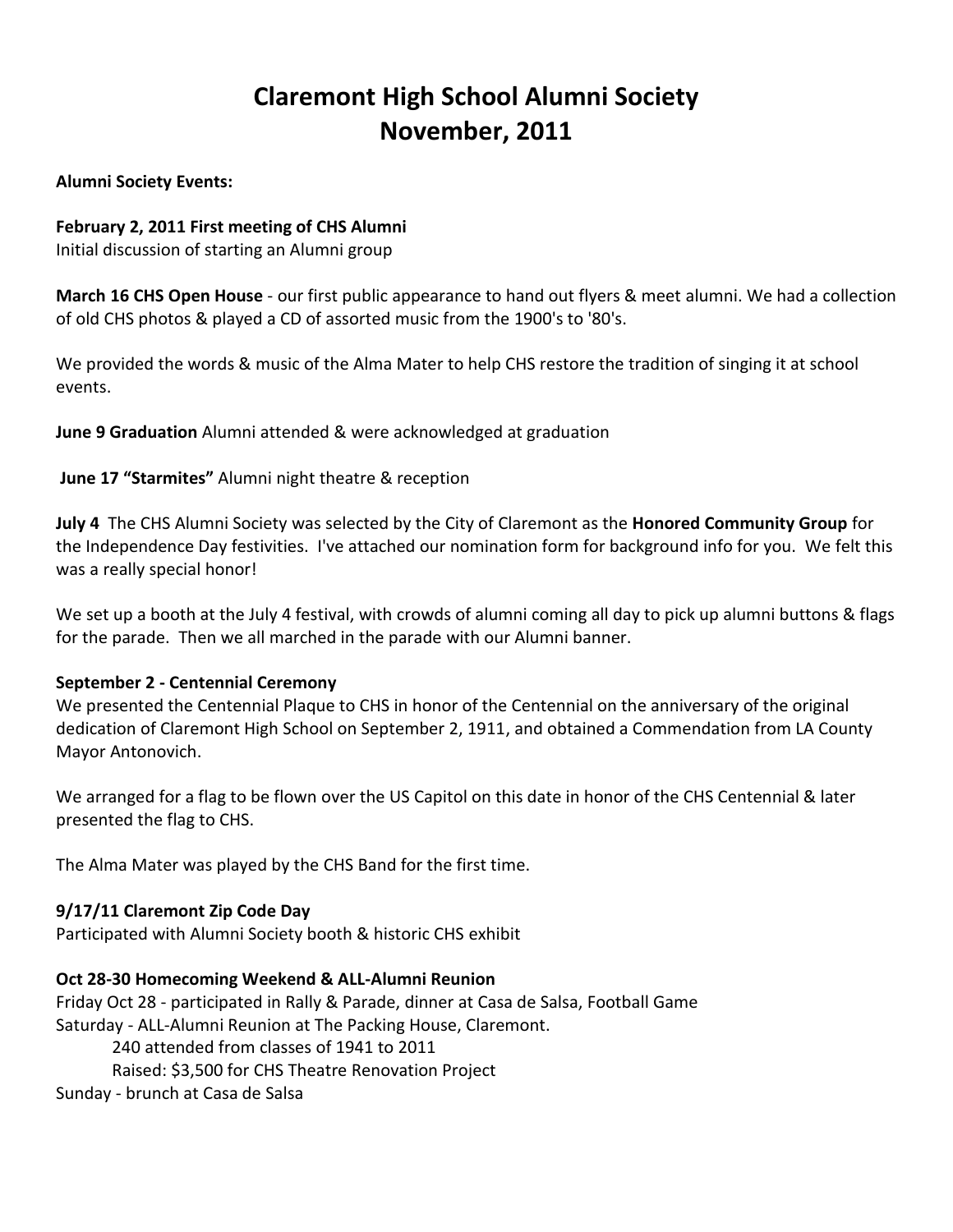# Claremont High School Alumni Society
# November, 2011

**Alumni Society Events:**

**February 2, 2011 First meeting of CHS Alumni**
Initial discussion of starting an Alumni group

**March 16 CHS Open House** - our first public appearance to hand out flyers & meet alumni. We had a collection of old CHS photos & played a CD of assorted music from the 1900's to '80's.

We provided the words & music of the Alma Mater to help CHS restore the tradition of singing it at school events.

**June 9 Graduation** Alumni attended & were acknowledged at graduation

**June 17 "Starmites"** Alumni night theatre & reception

**July 4** The CHS Alumni Society was selected by the City of Claremont as the **Honored Community Group** for the Independence Day festivities. I've attached our nomination form for background info for you. We felt this was a really special honor!

We set up a booth at the July 4 festival, with crowds of alumni coming all day to pick up alumni buttons & flags for the parade. Then we all marched in the parade with our Alumni banner.

**September 2 - Centennial Ceremony**
We presented the Centennial Plaque to CHS in honor of the Centennial on the anniversary of the original dedication of Claremont High School on September 2, 1911, and obtained a Commendation from LA County Mayor Antonovich.

We arranged for a flag to be flown over the US Capitol on this date in honor of the CHS Centennial & later presented the flag to CHS.

The Alma Mater was played by the CHS Band for the first time.

**9/17/11 Claremont Zip Code Day**
Participated with Alumni Society booth & historic CHS exhibit

**Oct 28-30 Homecoming Weekend & ALL-Alumni Reunion**
Friday Oct 28 - participated in Rally & Parade, dinner at Casa de Salsa, Football Game
Saturday - ALL-Alumni Reunion at The Packing House, Claremont.
240 attended from classes of 1941 to 2011
Raised: $3,500 for CHS Theatre Renovation Project
Sunday - brunch at Casa de Salsa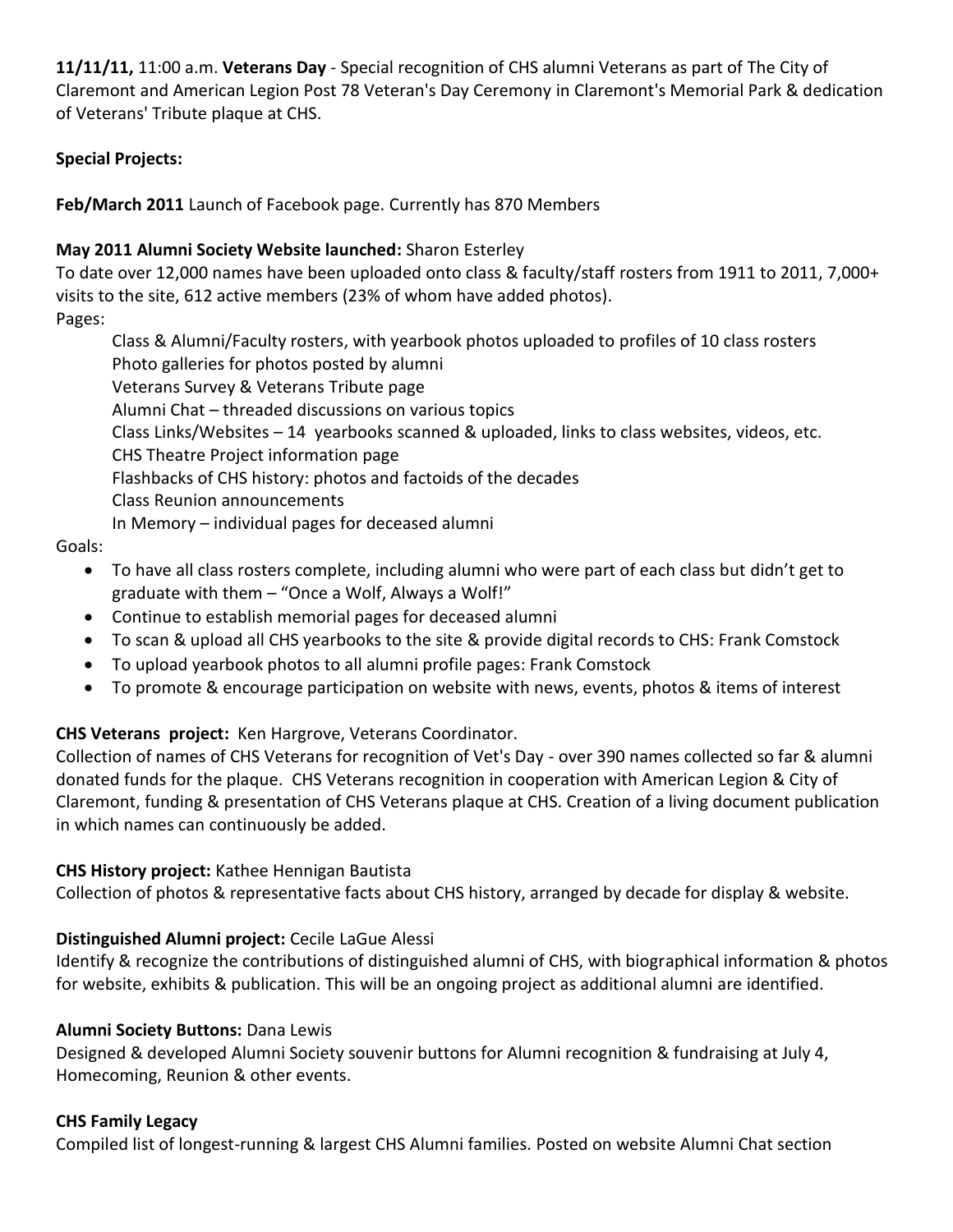**11/11/11,** 11:00 a.m. **Veterans Day** - Special recognition of CHS alumni Veterans as part of The City of Claremont and American Legion Post 78 Veteran's Day Ceremony in Claremont's Memorial Park & dedication of Veterans' Tribute plaque at CHS.

**Special Projects:**

**Feb/March 2011** Launch of Facebook page. Currently has 870 Members

**May 2011 Alumni Society Website launched:** Sharon Esterley

To date over 12,000 names have been uploaded onto class & faculty/staff rosters from 1911 to 2011, 7,000+ visits to the site, 612 active members (23% of whom have added photos).

Pages:

Class & Alumni/Faculty rosters, with yearbook photos uploaded to profiles of 10 class rosters
Photo galleries for photos posted by alumni
Veterans Survey & Veterans Tribute page
Alumni Chat – threaded discussions on various topics
Class Links/Websites – 14 yearbooks scanned & uploaded, links to class websites, videos, etc.
CHS Theatre Project information page
Flashbacks of CHS history: photos and factoids of the decades
Class Reunion announcements
In Memory – individual pages for deceased alumni

Goals:

- To have all class rosters complete, including alumni who were part of each class but didn't get to graduate with them – "Once a Wolf, Always a Wolf!"
- Continue to establish memorial pages for deceased alumni
- To scan & upload all CHS yearbooks to the site & provide digital records to CHS: Frank Comstock
- To upload yearbook photos to all alumni profile pages: Frank Comstock
- To promote & encourage participation on website with news, events, photos & items of interest

**CHS Veterans project:** Ken Hargrove, Veterans Coordinator.

Collection of names of CHS Veterans for recognition of Vet's Day - over 390 names collected so far & alumni donated funds for the plaque. CHS Veterans recognition in cooperation with American Legion & City of Claremont, funding & presentation of CHS Veterans plaque at CHS. Creation of a living document publication in which names can continuously be added.

**CHS History project:** Kathee Hennigan Bautista

Collection of photos & representative facts about CHS history, arranged by decade for display & website.

**Distinguished Alumni project:** Cecile LaGue Alessi

Identify & recognize the contributions of distinguished alumni of CHS, with biographical information & photos for website, exhibits & publication. This will be an ongoing project as additional alumni are identified.

**Alumni Society Buttons:** Dana Lewis

Designed & developed Alumni Society souvenir buttons for Alumni recognition & fundraising at July 4, Homecoming, Reunion & other events.

**CHS Family Legacy**

Compiled list of longest-running & largest CHS Alumni families. Posted on website Alumni Chat section